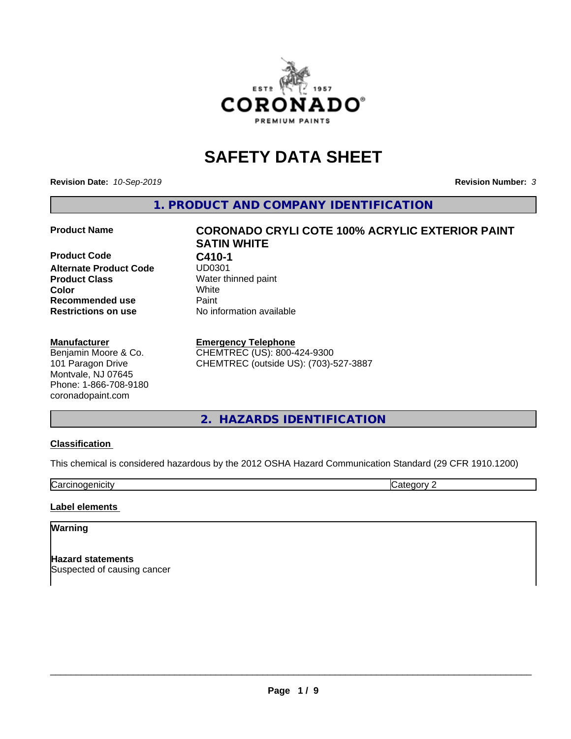# SAFETY DATA SHEET

**Revision Date:** *10-Sep-2019* **Revision Number:** *3*

## 1. PRODUCT AND COMPANY IDENTIFICATION

| | |
|---|---|
| **Product Name** | **CORONADO CRYLI COTE 100% ACRYLIC EXTERIOR PAINT SATIN WHITE** |
| **Product Code** | **C410-1** |
| **Alternate Product Code** | UD0301 |
| **Product Class** | Water thinned paint |
| **Color** | White |
| **Recommended use** | Paint |
| **Restrictions on use** | No information available |

**Manufacturer**
Benjamin Moore & Co.
101 Paragon Drive
Montvale, NJ 07645
Phone: 1-866-708-9180
coronadopaint.com

**Emergency Telephone**
CHEMTREC (US): 800-424-9300
CHEMTREC (outside US): (703)-527-3887

## 2. HAZARDS IDENTIFICATION

**Classification**

This chemical is considered hazardous by the 2012 OSHA Hazard Communication Standard (29 CFR 1910.1200)

| | |
|---|---|
| Carcinogenicity | Category 2 |

**Label elements**

**Warning**

**Hazard statements**
Suspected of causing cancer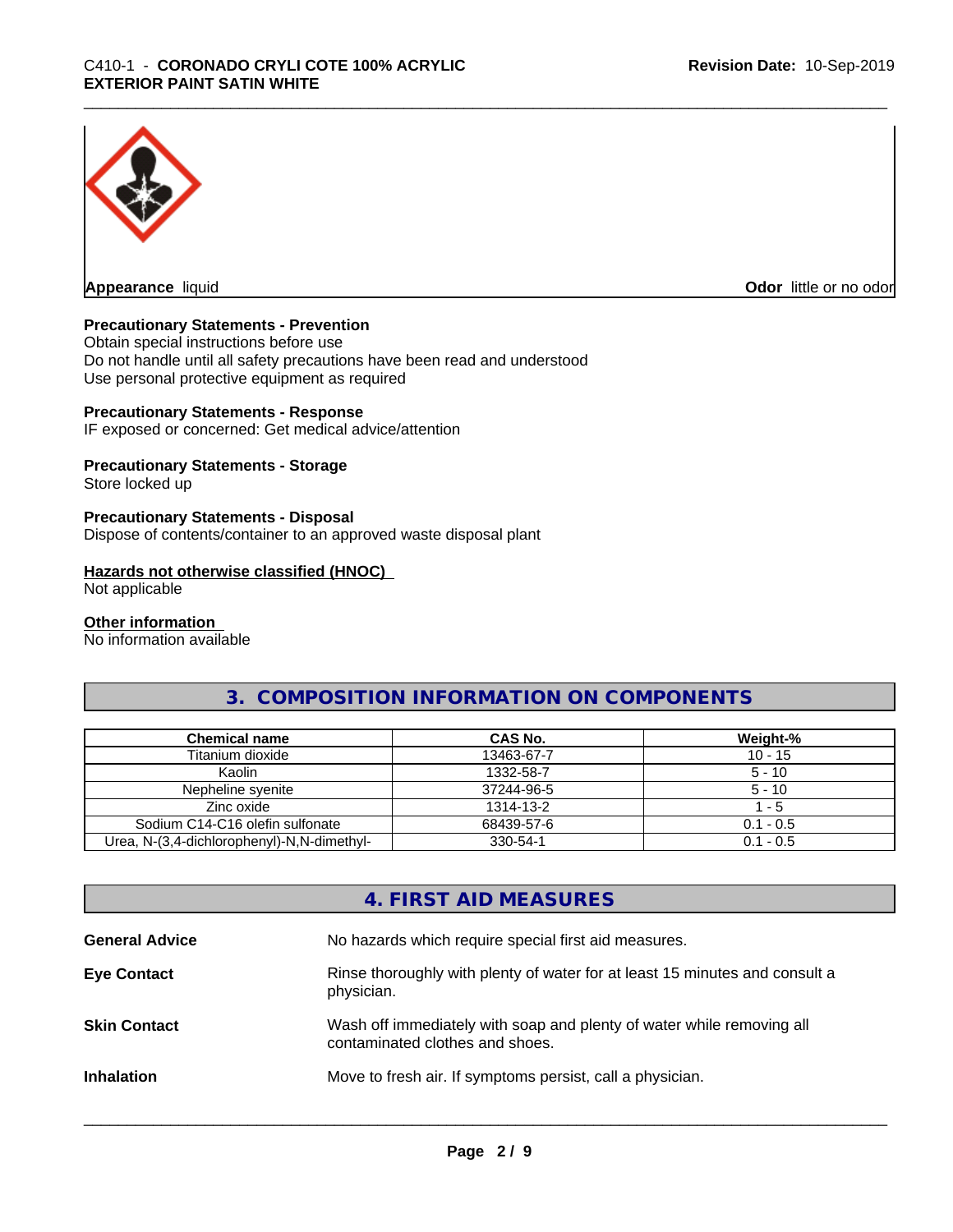**Appearance** liquid

**Odor** little or no odor

**Precautionary Statements - Prevention**

Obtain special instructions before use

Do not handle until all safety precautions have been read and understood

Use personal protective equipment as required

**Precautionary Statements - Response**

IF exposed or concerned: Get medical advice/attention

**Precautionary Statements - Storage**

Store locked up

**Precautionary Statements - Disposal**

Dispose of contents/container to an approved waste disposal plant

**Hazards not otherwise classified (HNOC)**

Not applicable

**Other information**

No information available

## 3. COMPOSITION INFORMATION ON COMPONENTS

| Chemical name | CAS No. | Weight-% |
|---|---|---|
| Titanium dioxide | 13463-67-7 | 10 - 15 |
| Kaolin | 1332-58-7 | 5 - 10 |
| Nepheline syenite | 37244-96-5 | 5 - 10 |
| Zinc oxide | 1314-13-2 | 1 - 5 |
| Sodium C14-C16 olefin sulfonate | 68439-57-6 | 0.1 - 0.5 |
| Urea, N-(3,4-dichlorophenyl)-N,N-dimethyl- | 330-54-1 | 0.1 - 0.5 |

## 4. FIRST AID MEASURES

**General Advice** No hazards which require special first aid measures.

**Eye Contact** Rinse thoroughly with plenty of water for at least 15 minutes and consult a physician.

**Skin Contact** Wash off immediately with soap and plenty of water while removing all contaminated clothes and shoes.

**Inhalation** Move to fresh air. If symptoms persist, call a physician.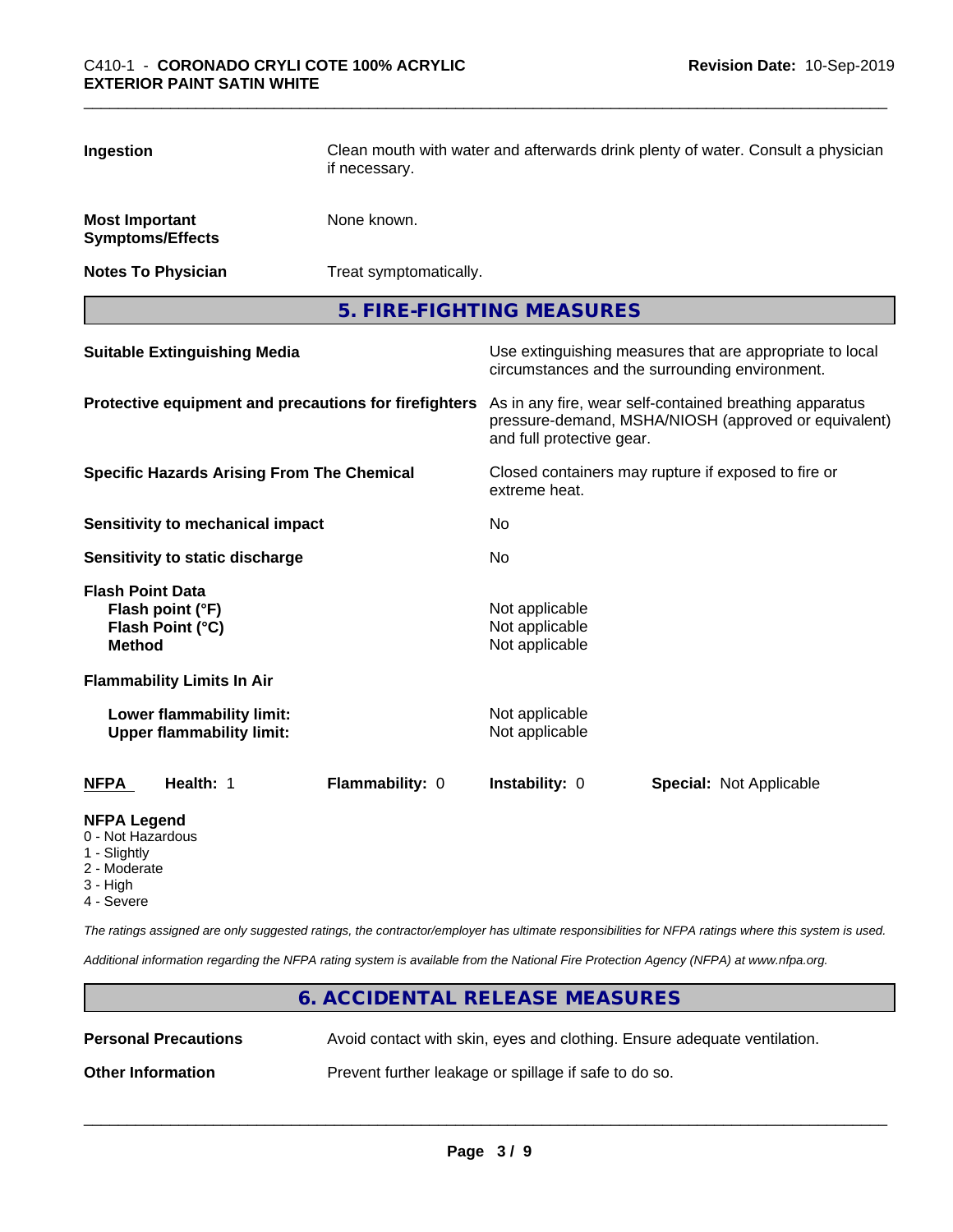| | |
|---|---|
| **Ingestion** | Clean mouth with water and afterwards drink plenty of water. Consult a physician if necessary. |
| **Most Important Symptoms/Effects** | None known. |
| **Notes To Physician** | Treat symptomatically. |

## 5. FIRE-FIGHTING MEASURES

| | |
|---|---|
| **Suitable Extinguishing Media** | Use extinguishing measures that are appropriate to local circumstances and the surrounding environment. |
| **Protective equipment and precautions for firefighters** | As in any fire, wear self-contained breathing apparatus pressure-demand, MSHA/NIOSH (approved or equivalent) and full protective gear. |
| **Specific Hazards Arising From The Chemical** | Closed containers may rupture if exposed to fire or extreme heat. |
| **Sensitivity to mechanical impact** | No |
| **Sensitivity to static discharge** | No |
| **Flash Point Data** | |
| **Flash point (°F)** | Not applicable |
| **Flash Point (°C)** | Not applicable |
| **Method** | Not applicable |
| **Flammability Limits In Air** | |
| **Lower flammability limit:** | Not applicable |
| **Upper flammability limit:** | Not applicable |

| **NFPA** | **Health:** 1 | **Flammability:** 0 | **Instability:** 0 | **Special:** Not Applicable |
|---|---|---|---|---|

**NFPA Legend**
0 - Not Hazardous
1 - Slightly
2 - Moderate
3 - High
4 - Severe

*The ratings assigned are only suggested ratings, the contractor/employer has ultimate responsibilities for NFPA ratings where this system is used.*

*Additional information regarding the NFPA rating system is available from the National Fire Protection Agency (NFPA) at www.nfpa.org.*

## 6. ACCIDENTAL RELEASE MEASURES

| | |
|---|---|
| **Personal Precautions** | Avoid contact with skin, eyes and clothing. Ensure adequate ventilation. |
| **Other Information** | Prevent further leakage or spillage if safe to do so. |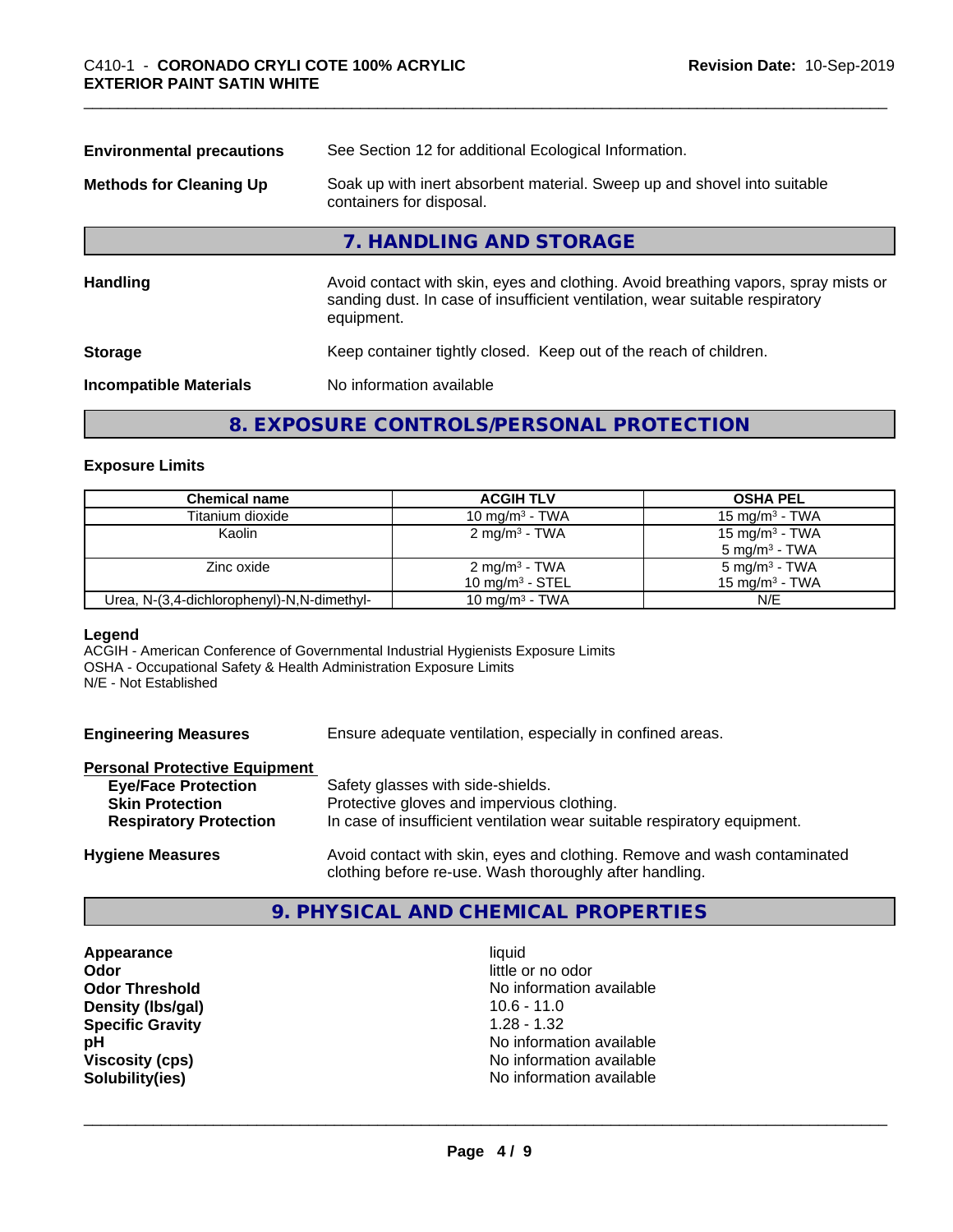| | |
|---|---|
| **Environmental precautions** | See Section 12 for additional Ecological Information. |
| **Methods for Cleaning Up** | Soak up with inert absorbent material. Sweep up and shovel into suitable containers for disposal. |

## 7. HANDLING AND STORAGE

| | |
|---|---|
| **Handling** | Avoid contact with skin, eyes and clothing. Avoid breathing vapors, spray mists or sanding dust. In case of insufficient ventilation, wear suitable respiratory equipment. |
| **Storage** | Keep container tightly closed. Keep out of the reach of children. |
| **Incompatible Materials** | No information available |

## 8. EXPOSURE CONTROLS/PERSONAL PROTECTION

### Exposure Limits

| Chemical name | ACGIH TLV | OSHA PEL |
|---|---|---|
| Titanium dioxide | 10 mg/m³ - TWA | 15 mg/m³ - TWA |
| Kaolin | 2 mg/m³ - TWA | 15 mg/m³ - TWA<br>5 mg/m³ - TWA |
| Zinc oxide | 2 mg/m³ - TWA<br>10 mg/m³ - STEL | 5 mg/m³ - TWA<br>15 mg/m³ - TWA |
| Urea, N-(3,4-dichlorophenyl)-N,N-dimethyl- | 10 mg/m³ - TWA | N/E |

**Legend**
ACGIH - American Conference of Governmental Industrial Hygienists Exposure Limits
OSHA - Occupational Safety & Health Administration Exposure Limits
N/E - Not Established

| | |
|---|---|
| **Engineering Measures** | Ensure adequate ventilation, especially in confined areas. |

**Personal Protective Equipment**

| | |
|---|---|
| **Eye/Face Protection** | Safety glasses with side-shields. |
| **Skin Protection** | Protective gloves and impervious clothing. |
| **Respiratory Protection** | In case of insufficient ventilation wear suitable respiratory equipment. |
| **Hygiene Measures** | Avoid contact with skin, eyes and clothing. Remove and wash contaminated clothing before re-use. Wash thoroughly after handling. |

## 9. PHYSICAL AND CHEMICAL PROPERTIES

| | |
|---|---|
| **Appearance** | liquid |
| **Odor** | little or no odor |
| **Odor Threshold** | No information available |
| **Density (lbs/gal)** | 10.6 - 11.0 |
| **Specific Gravity** | 1.28 - 1.32 |
| **pH** | No information available |
| **Viscosity (cps)** | No information available |
| **Solubility(ies)** | No information available |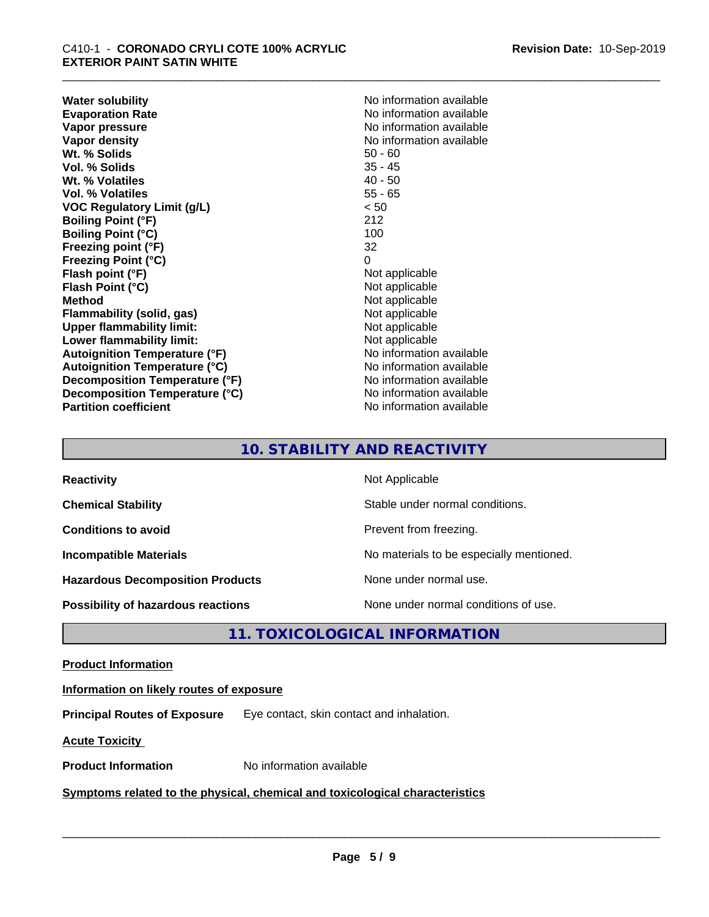| | |
|---|---|
| **Water solubility** | No information available |
| **Evaporation Rate** | No information available |
| **Vapor pressure** | No information available |
| **Vapor density** | No information available |
| **Wt. % Solids** | 50 - 60 |
| **Vol. % Solids** | 35 - 45 |
| **Wt. % Volatiles** | 40 - 50 |
| **Vol. % Volatiles** | 55 - 65 |
| **VOC Regulatory Limit (g/L)** | < 50 |
| **Boiling Point (°F)** | 212 |
| **Boiling Point (°C)** | 100 |
| **Freezing point (°F)** | 32 |
| **Freezing Point (°C)** | 0 |
| **Flash point (°F)** | Not applicable |
| **Flash Point (°C)** | Not applicable |
| **Method** | Not applicable |
| **Flammability (solid, gas)** | Not applicable |
| **Upper flammability limit:** | Not applicable |
| **Lower flammability limit:** | Not applicable |
| **Autoignition Temperature (°F)** | No information available |
| **Autoignition Temperature (°C)** | No information available |
| **Decomposition Temperature (°F)** | No information available |
| **Decomposition Temperature (°C)** | No information available |
| **Partition coefficient** | No information available |

## 10. STABILITY AND REACTIVITY

| | |
|---|---|
| **Reactivity** | Not Applicable |
| **Chemical Stability** | Stable under normal conditions. |
| **Conditions to avoid** | Prevent from freezing. |
| **Incompatible Materials** | No materials to be especially mentioned. |
| **Hazardous Decomposition Products** | None under normal use. |
| **Possibility of hazardous reactions** | None under normal conditions of use. |

## 11. TOXICOLOGICAL INFORMATION

**Product Information**

**Information on likely routes of exposure**

**Principal Routes of Exposure** Eye contact, skin contact and inhalation.

**Acute Toxicity**

**Product Information** No information available

**Symptoms related to the physical, chemical and toxicological characteristics**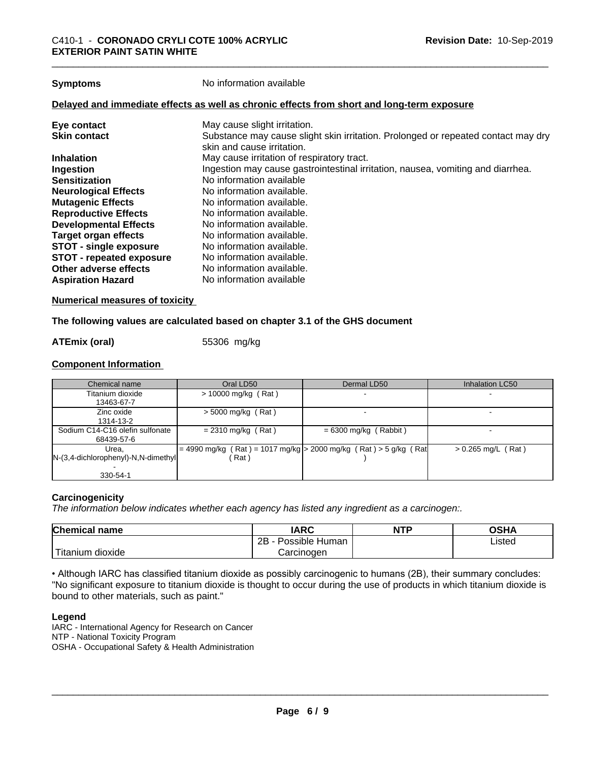| | |
|---|---|
| **Symptoms** | No information available |

**Delayed and immediate effects as well as chronic effects from short and long-term exposure**

| | |
|---|---|
| **Eye contact** | May cause slight irritation. |
| **Skin contact** | Substance may cause slight skin irritation. Prolonged or repeated contact may dry skin and cause irritation. |
| **Inhalation** | May cause irritation of respiratory tract. |
| **Ingestion** | Ingestion may cause gastrointestinal irritation, nausea, vomiting and diarrhea. |
| **Sensitization** | No information available |
| **Neurological Effects** | No information available. |
| **Mutagenic Effects** | No information available. |
| **Reproductive Effects** | No information available. |
| **Developmental Effects** | No information available. |
| **Target organ effects** | No information available. |
| **STOT - single exposure** | No information available. |
| **STOT - repeated exposure** | No information available. |
| **Other adverse effects** | No information available. |
| **Aspiration Hazard** | No information available |

**Numerical measures of toxicity**

**The following values are calculated based on chapter 3.1 of the GHS document**

**ATEmix (oral)** 55306 mg/kg

**Component Information**

| Chemical name | Oral LD50 | Dermal LD50 | Inhalation LC50 |
|---|---|---|---|
| Titanium dioxide 13463-67-7 | > 10000 mg/kg ( Rat ) | - | - |
| Zinc oxide 1314-13-2 | > 5000 mg/kg ( Rat ) | - | - |
| Sodium C14-C16 olefin sulfonate 68439-57-6 | = 2310 mg/kg ( Rat ) | = 6300 mg/kg ( Rabbit ) | - |
| Urea, N-(3,4-dichlorophenyl)-N,N-dimethyl - 330-54-1 | = 4990 mg/kg ( Rat ) = 1017 mg/kg ( Rat ) | > 2000 mg/kg ( Rat ) > 5 g/kg ( Rat ) | > 0.265 mg/L ( Rat ) |

**Carcinogenicity**

*The information below indicates whether each agency has listed any ingredient as a carcinogen:.*

| Chemical name | IARC | NTP | OSHA |
|---|---|---|---|
| Titanium dioxide | 2B - Possible Human Carcinogen | | Listed |

• Although IARC has classified titanium dioxide as possibly carcinogenic to humans (2B), their summary concludes: "No significant exposure to titanium dioxide is thought to occur during the use of products in which titanium dioxide is bound to other materials, such as paint."

**Legend**

IARC - International Agency for Research on Cancer
NTP - National Toxicity Program
OSHA - Occupational Safety & Health Administration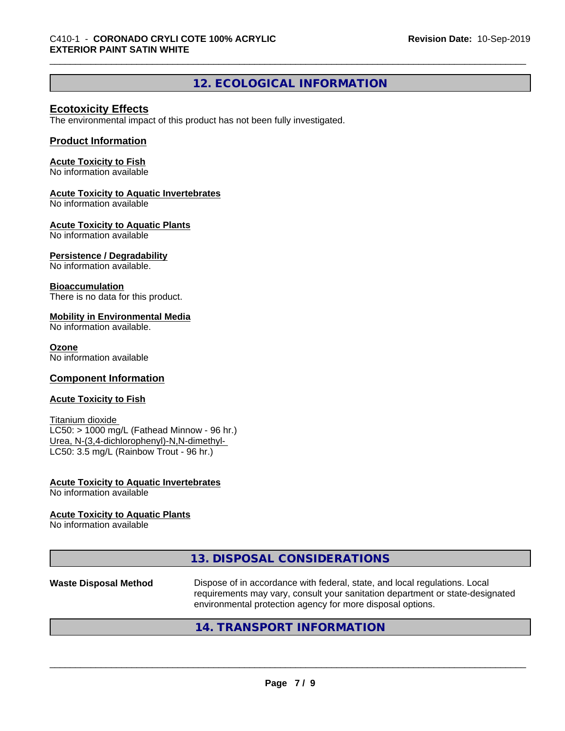## 12. ECOLOGICAL INFORMATION

### Ecotoxicity Effects

The environmental impact of this product has not been fully investigated.

### Product Information

**Acute Toxicity to Fish**
No information available

**Acute Toxicity to Aquatic Invertebrates**
No information available

**Acute Toxicity to Aquatic Plants**
No information available

**Persistence / Degradability**
No information available.

**Bioaccumulation**
There is no data for this product.

**Mobility in Environmental Media**
No information available.

**Ozone**
No information available

### Component Information

**Acute Toxicity to Fish**

Titanium dioxide
LC50: > 1000 mg/L (Fathead Minnow - 96 hr.)
Urea, N-(3,4-dichlorophenyl)-N,N-dimethyl-
LC50: 3.5 mg/L (Rainbow Trout - 96 hr.)

**Acute Toxicity to Aquatic Invertebrates**
No information available

**Acute Toxicity to Aquatic Plants**
No information available

## 13. DISPOSAL CONSIDERATIONS

| Waste Disposal Method | Dispose of in accordance with federal, state, and local regulations. Local requirements may vary, consult your sanitation department or state-designated environmental protection agency for more disposal options. |
|---|---|

## 14. TRANSPORT INFORMATION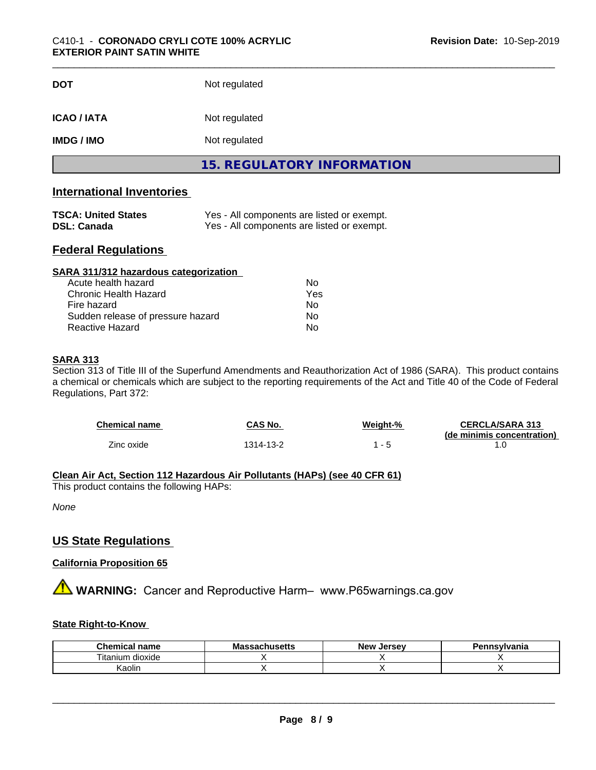| | |
|---|---|
| **DOT** | Not regulated |
| **ICAO / IATA** | Not regulated |
| **IMDG / IMO** | Not regulated |

# 15. REGULATORY INFORMATION

## International Inventories

| | |
|---|---|
| **TSCA: United States** | Yes - All components are listed or exempt. |
| **DSL: Canada** | Yes - All components are listed or exempt. |

## Federal Regulations

### SARA 311/312 hazardous categorization

| | |
|---|---|
| Acute health hazard | No |
| Chronic Health Hazard | Yes |
| Fire hazard | No |
| Sudden release of pressure hazard | No |
| Reactive Hazard | No |

### SARA 313

Section 313 of Title III of the Superfund Amendments and Reauthorization Act of 1986 (SARA). This product contains a chemical or chemicals which are subject to the reporting requirements of the Act and Title 40 of the Code of Federal Regulations, Part 372:

| Chemical name | CAS No. | Weight-% | CERCLA/SARA 313 (de minimis concentration) |
|---|---|---|---|
| Zinc oxide | 1314-13-2 | 1 - 5 | 1.0 |

### Clean Air Act, Section 112 Hazardous Air Pollutants (HAPs) (see 40 CFR 61)

This product contains the following HAPs:

*None*

## US State Regulations

### California Proposition 65

⚠ **WARNING:** Cancer and Reproductive Harm– www.P65warnings.ca.gov

### State Right-to-Know

| Chemical name | Massachusetts | New Jersey | Pennsylvania |
|---|---|---|---|
| Titanium dioxide | X | X | X |
| Kaolin | X | X | X |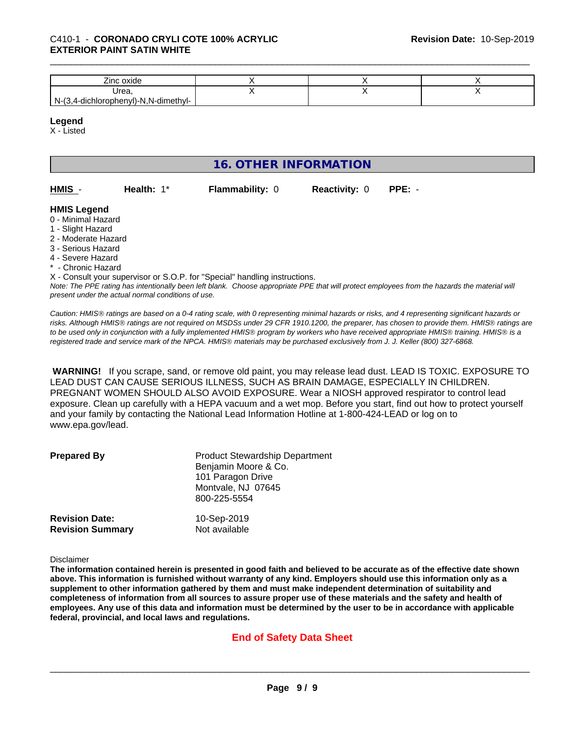| | | | |
|---|---|---|---|
| Zinc oxide | X | X | X |
| Urea, N-(3,4-dichlorophenyl)-N,N-dimethyl- | X | X | X |

**Legend**
X - Listed

## 16. OTHER INFORMATION

**HMIS** - **Health:** 1* **Flammability:** 0 **Reactivity:** 0 **PPE:** -

**HMIS Legend**
0 - Minimal Hazard
1 - Slight Hazard
2 - Moderate Hazard
3 - Serious Hazard
4 - Severe Hazard
* - Chronic Hazard
X - Consult your supervisor or S.O.P. for "Special" handling instructions.
*Note: The PPE rating has intentionally been left blank. Choose appropriate PPE that will protect employees from the hazards the material will present under the actual normal conditions of use.*

*Caution: HMIS® ratings are based on a 0-4 rating scale, with 0 representing minimal hazards or risks, and 4 representing significant hazards or risks. Although HMIS® ratings are not required on MSDSs under 29 CFR 1910.1200, the preparer, has chosen to provide them. HMIS® ratings are to be used only in conjunction with a fully implemented HMIS® program by workers who have received appropriate HMIS® training. HMIS® is a registered trade and service mark of the NPCA. HMIS® materials may be purchased exclusively from J. J. Keller (800) 327-6868.*

**WARNING!** If you scrape, sand, or remove old paint, you may release lead dust. LEAD IS TOXIC. EXPOSURE TO LEAD DUST CAN CAUSE SERIOUS ILLNESS, SUCH AS BRAIN DAMAGE, ESPECIALLY IN CHILDREN. PREGNANT WOMEN SHOULD ALSO AVOID EXPOSURE. Wear a NIOSH approved respirator to control lead exposure. Clean up carefully with a HEPA vacuum and a wet mop. Before you start, find out how to protect yourself and your family by contacting the National Lead Information Hotline at 1-800-424-LEAD or log on to www.epa.gov/lead.

**Prepared By** Product Stewardship Department
Benjamin Moore & Co.
101 Paragon Drive
Montvale, NJ 07645
800-225-5554

**Revision Date:** 10-Sep-2019
**Revision Summary** Not available

Disclaimer
**The information contained herein is presented in good faith and believed to be accurate as of the effective date shown above. This information is furnished without warranty of any kind. Employers should use this information only as a supplement to other information gathered by them and must make independent determination of suitability and completeness of information from all sources to assure proper use of these materials and the safety and health of employees. Any use of this data and information must be determined by the user to be in accordance with applicable federal, provincial, and local laws and regulations.**

**End of Safety Data Sheet**